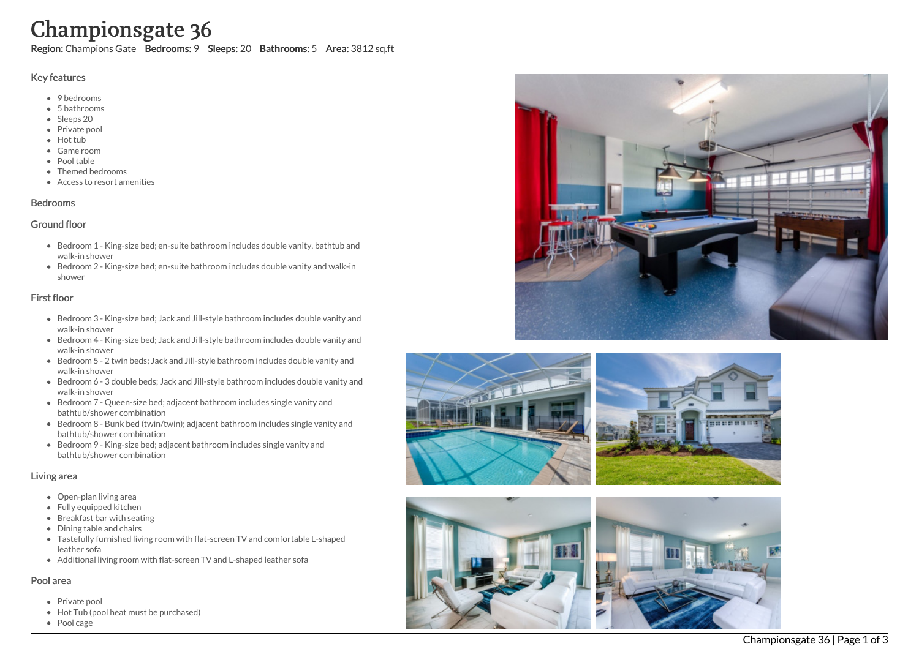# Championsgate 36

**Region:** Champions Gate **Bedrooms:** 9 **Sleeps:** 20 **Bathrooms:** 5 **Area:** 3812 sq.ft

## Key features

- 9 bedrooms
- 5 bathrooms
- Sleeps 20
- Private pool
- Hot tub
- Game room
- Pool table
- Themed bedrooms
- Access to resort amenities

## Bedrooms

### Ground floor

- Bedroom 1 - King-size bed; en-suite bathroom includes double vanity, bathtub and walk-in shower
- Bedroom 2 - King-size bed; en-suite bathroom includes double vanity and walk-in shower

### First floor

- Bedroom 3 - King-size bed; Jack and Jill-style bathroom includes double vanity and walk-in shower
- Bedroom 4 - King-size bed; Jack and Jill-style bathroom includes double vanity and walk-in shower
- Bedroom 5 - 2 twin beds; Jack and Jill-style bathroom includes double vanity and walk-in shower
- Bedroom 6 - 3 double beds; Jack and Jill-style bathroom includes double vanity and walk-in shower
- Bedroom 7 - Queen-size bed; adjacent bathroom includes single vanity and bathtub/shower combination
- Bedroom 8 - Bunk bed (twin/twin); adjacent bathroom includes single vanity and bathtub/shower combination
- Bedroom 9 - King-size bed; adjacent bathroom includes single vanity and bathtub/shower combination

## Living area

- Open-plan living area
- Fully equipped kitchen
- Breakfast bar with seating
- Dining table and chairs
- Tastefully furnished living room with flat-screen TV and comfortable L-shaped leather sofa
- Additional living room with flat-screen TV and L-shaped leather sofa

## Pool area

- Private pool
- Hot Tub (pool heat must be purchased)
- Pool cage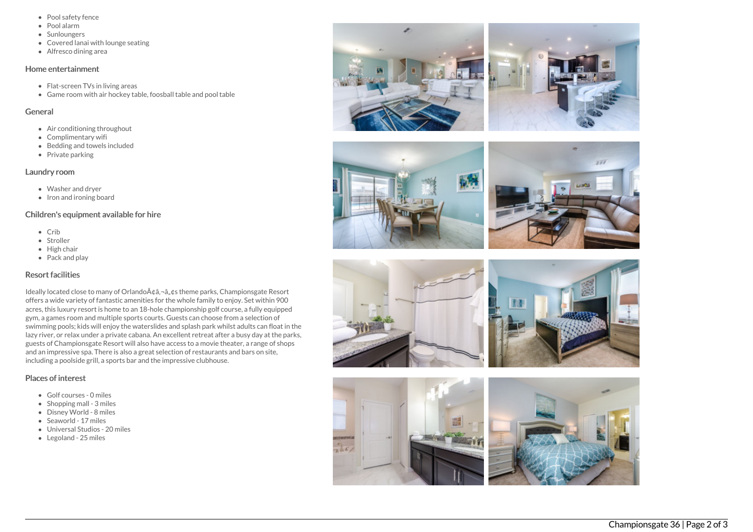- Pool safety fence
- Pool alarm
- Sunloungers
- Covered lanai with lounge seating
- Alfresco dining area

## Home entertainment

- Flat-screen TVs in living areas
- Game room with air hockey table, foosball table and pool table

## General

- Air conditioning throughout
- Complimentary wifi
- Bedding and towels included
- Private parking

## Laundry room

- Washer and dryer
- Iron and ironing board

## Children's equipment available for hire

- Crib
- Stroller
- High chair
- Pack and play

## Resort facilities

Ideally located close to many of OrlandoÃ¢â‚¬â„¢s theme parks, Championsgate Resort offers a wide variety of fantastic amenities for the whole family to enjoy. Set within 900 acres, this luxury resort is home to an 18-hole championship golf course, a fully equipped gym, a games room and multiple sports courts. Guests can choose from a selection of swimming pools; kids will enjoy the waterslides and splash park whilst adults can float in the lazy river, or relax under a private cabana. An excellent retreat after a busy day at the parks, guests of Championsgate Resort will also have access to a movie theater, a range of shops and an impressive spa. There is also a great selection of restaurants and bars on site, including a poolside grill, a sports bar and the impressive clubhouse.

## Places of interest

- Golf courses - 0 miles
- Shopping mall - 3 miles
- Disney World - 8 miles
- Seaworld - 17 miles
- Universal Studios - 20 miles
- Legoland - 25 miles